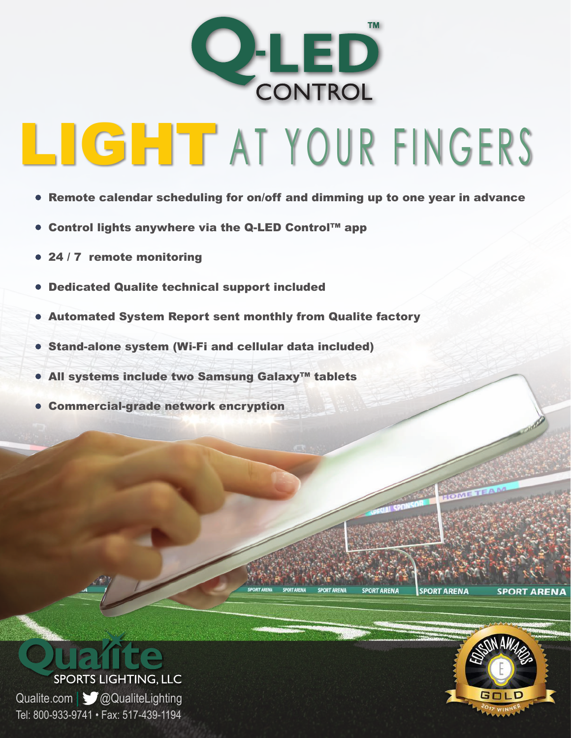# Q-LED™ CONTROL

# LIGHT AT YOUR FINGERS

- Remote calendar scheduling for on/off and dimming up to one year in advance
- Control lights anywhere via the Q-LED Control™ app
- 24 / 7 remote monitoring
- Dedicated Qualite technical support included
- Automated System Report sent monthly from Qualite factory
- Stand-alone system (Wi-Fi and cellular data included)
- All systems include two Samsung Galaxy™ tablets
- Commercial-grade network encryption

**Qualite SPORTS LIGHTING, LLC**

Qualite.com | @QualiteLighting

Tel: 800-933-9741 • Fax: 517-439-1194

EDISON AWARDS GOLD 2017 WINNER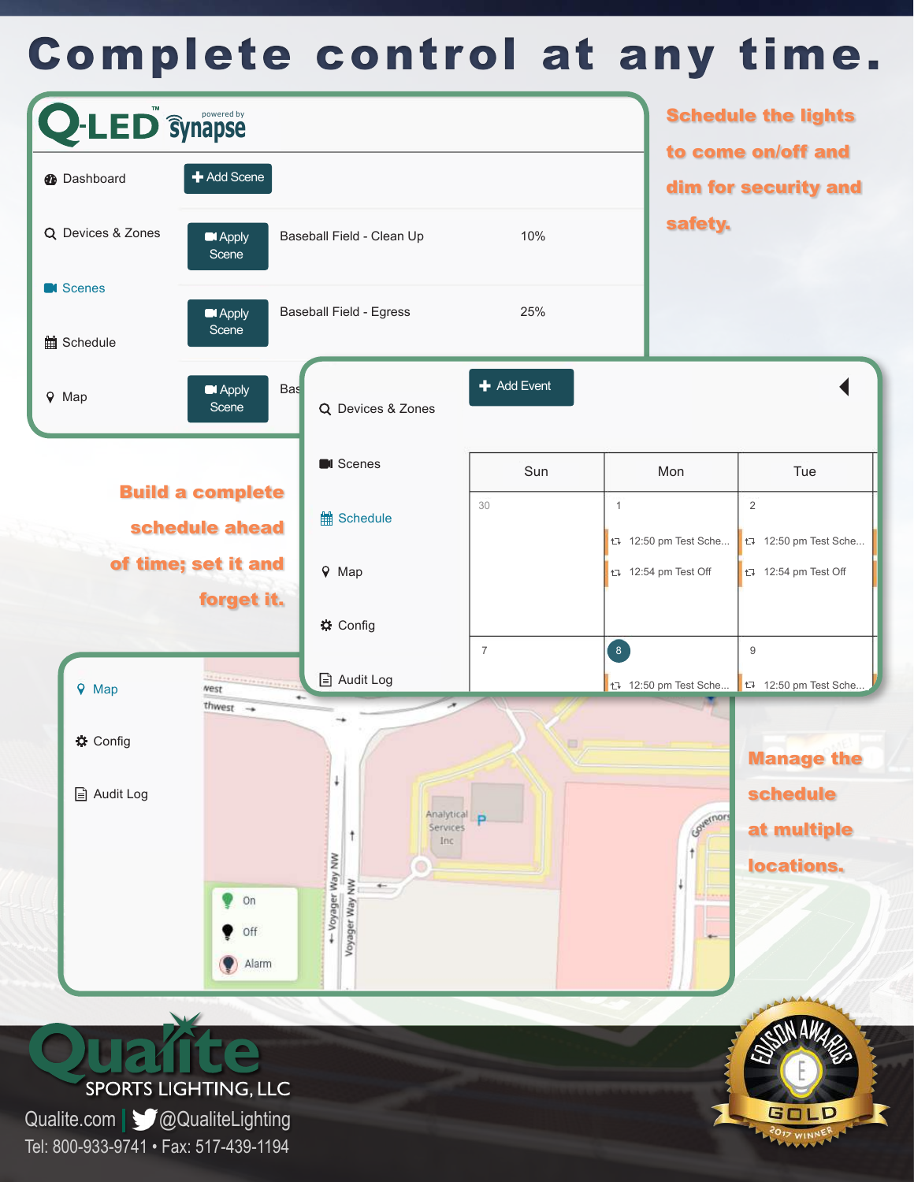# Complete control at any time.

Q-LED™ powered by synapse

- Dashboard
- Devices & Zones
- Scenes
- Schedule
- Map

Add Scene

| | | |
|---|---|---|
| Apply Scene | Baseball Field - Clean Up | 10% |
| Apply Scene | Baseball Field - Egress | 25% |
| Apply Scene | Bas | |

**Schedule the lights to come on/off and dim for security and safety.**

- Devices & Zones
- Scenes
- Schedule
- Map
- Config
- Audit Log

Add Event

| Sun | Mon | Tue |
|---|---|---|
| 30 | 1<br>12:50 pm Test Sche...<br>12:54 pm Test Off | 2<br>12:50 pm Test Sche...<br>12:54 pm Test Off |
| 7 | 8<br>12:50 pm Test Sche... | 9<br>12:50 pm Test Sche... |

**Build a complete schedule ahead of time; set it and forget it.**

- Map
- Config
- Audit Log

On
Off
Alarm

**Manage the schedule at multiple locations.**

Qualite SPORTS LIGHTING, LLC

Qualite.com | @QualiteLighting

Tel: 800-933-9741 • Fax: 517-439-1194

EDISON AWARDS GOLD 2017 WINNER